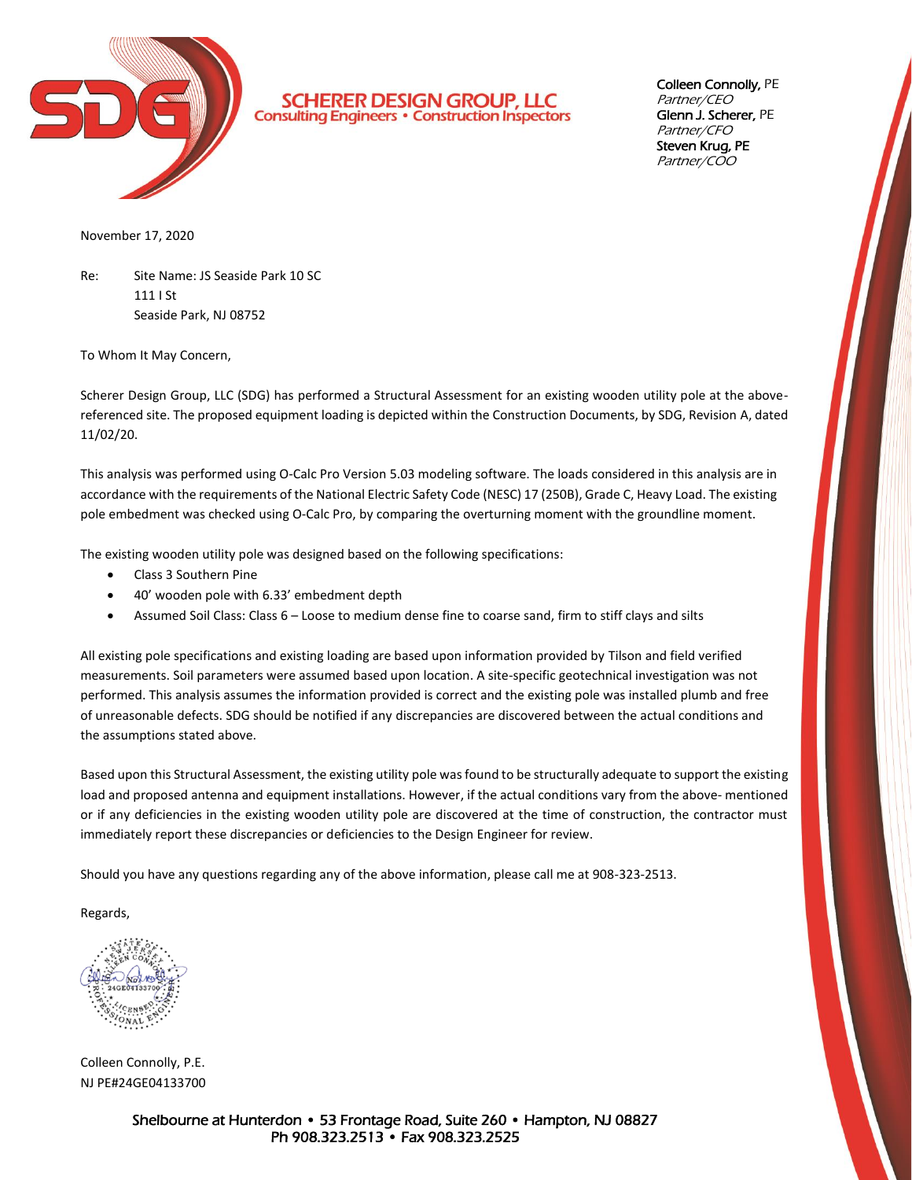**SCHERER DESIGN GROUP, LLC**
Consulting Engineers • Construction Inspectors

Colleen Connolly, PE
*Partner/CEO*
Glenn J. Scherer, PE
*Partner/CFO*
Steven Krug, PE
*Partner/COO*

November 17, 2020

Re: Site Name: JS Seaside Park 10 SC
111 I St
Seaside Park, NJ 08752

To Whom It May Concern,

Scherer Design Group, LLC (SDG) has performed a Structural Assessment for an existing wooden utility pole at the above-referenced site. The proposed equipment loading is depicted within the Construction Documents, by SDG, Revision A, dated 11/02/20.

This analysis was performed using O-Calc Pro Version 5.03 modeling software. The loads considered in this analysis are in accordance with the requirements of the National Electric Safety Code (NESC) 17 (250B), Grade C, Heavy Load. The existing pole embedment was checked using O-Calc Pro, by comparing the overturning moment with the groundline moment.

The existing wooden utility pole was designed based on the following specifications:

- Class 3 Southern Pine
- 40' wooden pole with 6.33' embedment depth
- Assumed Soil Class: Class 6 – Loose to medium dense fine to coarse sand, firm to stiff clays and silts

All existing pole specifications and existing loading are based upon information provided by Tilson and field verified measurements. Soil parameters were assumed based upon location. A site-specific geotechnical investigation was not performed. This analysis assumes the information provided is correct and the existing pole was installed plumb and free of unreasonable defects. SDG should be notified if any discrepancies are discovered between the actual conditions and the assumptions stated above.

Based upon this Structural Assessment, the existing utility pole was found to be structurally adequate to support the existing load and proposed antenna and equipment installations. However, if the actual conditions vary from the above- mentioned or if any deficiencies in the existing wooden utility pole are discovered at the time of construction, the contractor must immediately report these discrepancies or deficiencies to the Design Engineer for review.

Should you have any questions regarding any of the above information, please call me at 908-323-2513.

Regards,

Colleen Connolly, P.E.
NJ PE#24GE04133700

Shelbourne at Hunterdon • 53 Frontage Road, Suite 260 • Hampton, NJ 08827
Ph 908.323.2513 • Fax 908.323.2525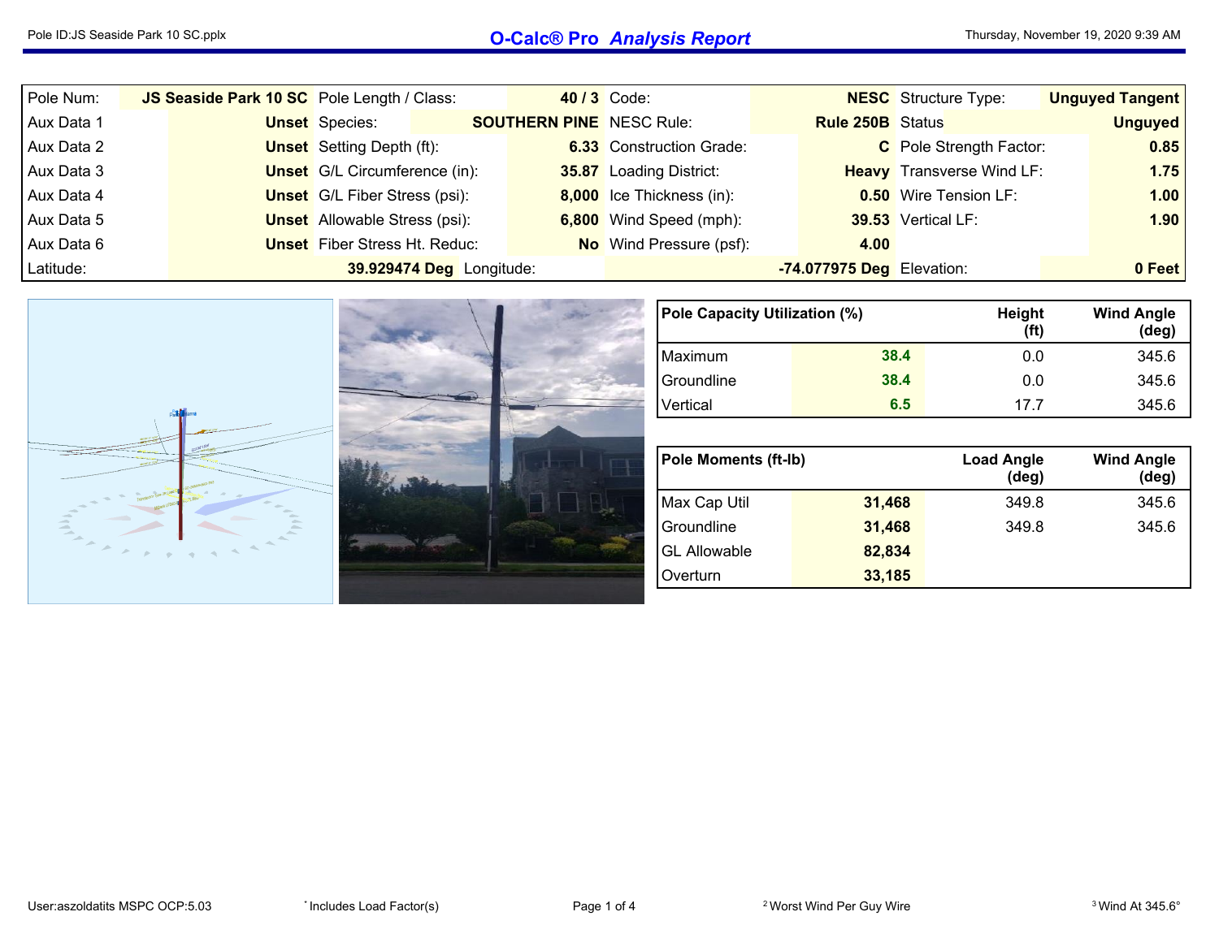# O-Calc® Pro *Analysis Report*

| | | | | | | | |
|---|---|---|---|---|---|---|---|
| Pole Num: | **JS Seaside Park 10 SC** | Pole Length / Class: | **40 / 3** | Code: | **NESC** | Structure Type: | **Unguyed Tangent** |
| Aux Data 1 | **Unset** | Species: | **SOUTHERN PINE** | NESC Rule: | **Rule 250B** | Status | **Unguyed** |
| Aux Data 2 | **Unset** | Setting Depth (ft): | **6.33** | Construction Grade: | **C** | Pole Strength Factor: | **0.85** |
| Aux Data 3 | **Unset** | G/L Circumference (in): | **35.87** | Loading District: | **Heavy** | Transverse Wind LF: | **1.75** |
| Aux Data 4 | **Unset** | G/L Fiber Stress (psi): | **8,000** | Ice Thickness (in): | **0.50** | Wire Tension LF: | **1.00** |
| Aux Data 5 | **Unset** | Allowable Stress (psi): | **6,800** | Wind Speed (mph): | **39.53** | Vertical LF: | **1.90** |
| Aux Data 6 | **Unset** | Fiber Stress Ht. Reduc: | **No** | Wind Pressure (psf): | **4.00** | | |
| Latitude: | **39.929474 Deg** | Longitude: | **-74.077975 Deg** | | | Elevation: | **0 Feet** |

| Pole Capacity Utilization (%) | | Height (ft) | Wind Angle (deg) |
|---|---|---|---|
| Maximum | 38.4 | 0.0 | 345.6 |
| Groundline | 38.4 | 0.0 | 345.6 |
| Vertical | 6.5 | 17.7 | 345.6 |

| Pole Moments (ft-lb) | | Load Angle (deg) | Wind Angle (deg) |
|---|---|---|---|
| Max Cap Util | 31,468 | 349.8 | 345.6 |
| Groundline | 31,468 | 349.8 | 345.6 |
| GL Allowable | 82,834 | | |
| Overturn | 33,185 | | |

User:aszoldatits MSPC OCP:5.03

* Includes Load Factor(s)

[2] Worst Wind Per Guy Wire

[3] Wind At 345.6°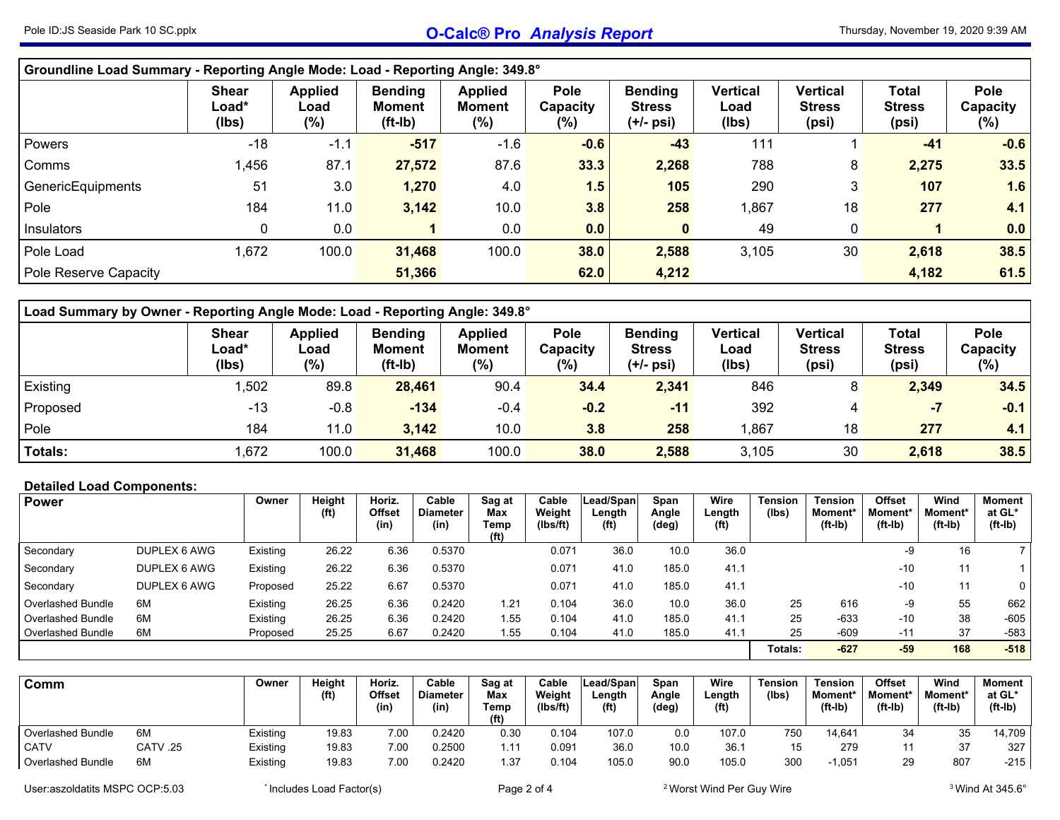## Groundline Load Summary - Reporting Angle Mode: Load - Reporting Angle: 349.8°

| | Shear Load* (lbs) | Applied Load (%) | Bending Moment (ft-lb) | Applied Moment (%) | Pole Capacity (%) | Bending Stress (+/- psi) | Vertical Load (lbs) | Vertical Stress (psi) | Total Stress (psi) | Pole Capacity (%) |
|---|---|---|---|---|---|---|---|---|---|---|
| Powers | -18 | -1.1 | **-517** | -1.6 | **-0.6** | **-43** | 111 | 1 | **-41** | **-0.6** |
| Comms | 1,456 | 87.1 | **27,572** | 87.6 | **33.3** | **2,268** | 788 | 8 | **2,275** | **33.5** |
| GenericEquipments | 51 | 3.0 | **1,270** | 4.0 | **1.5** | **105** | 290 | 3 | **107** | **1.6** |
| Pole | 184 | 11.0 | **3,142** | 10.0 | **3.8** | **258** | 1,867 | 18 | **277** | **4.1** |
| Insulators | 0 | 0.0 | **1** | 0.0 | **0.0** | **0** | 49 | 0 | **1** | **0.0** |
| Pole Load | 1,672 | 100.0 | **31,468** | 100.0 | **38.0** | **2,588** | 3,105 | 30 | **2,618** | **38.5** |
| Pole Reserve Capacity | | | **51,366** | | **62.0** | **4,212** | | | **4,182** | **61.5** |

## Load Summary by Owner - Reporting Angle Mode: Load - Reporting Angle: 349.8°

| | Shear Load* (lbs) | Applied Load (%) | Bending Moment (ft-lb) | Applied Moment (%) | Pole Capacity (%) | Bending Stress (+/- psi) | Vertical Load (lbs) | Vertical Stress (psi) | Total Stress (psi) | Pole Capacity (%) |
|---|---|---|---|---|---|---|---|---|---|---|
| Existing | 1,502 | 89.8 | **28,461** | 90.4 | **34.4** | **2,341** | 846 | 8 | **2,349** | **34.5** |
| Proposed | -13 | -0.8 | **-134** | -0.4 | **-0.2** | **-11** | 392 | 4 | **-7** | **-0.1** |
| Pole | 184 | 11.0 | **3,142** | 10.0 | **3.8** | **258** | 1,867 | 18 | **277** | **4.1** |
| **Totals:** | 1,672 | 100.0 | **31,468** | 100.0 | **38.0** | **2,588** | 3,105 | 30 | **2,618** | **38.5** |

### Detailed Load Components:

| Power | | Owner | Height (ft) | Horiz. Offset (in) | Cable Diameter (in) | Sag at Max Temp (ft) | Cable Weight (lbs/ft) | Lead/Span Length (ft) | Span Angle (deg) | Wire Length (ft) | Tension (lbs) | Tension Moment* (ft-lb) | Offset Moment* (ft-lb) | Wind Moment* (ft-lb) | Moment at GL* (ft-lb) |
|---|---|---|---|---|---|---|---|---|---|---|---|---|---|---|---|
| Secondary | DUPLEX 6 AWG | Existing | 26.22 | 6.36 | 0.5370 | | 0.071 | 36.0 | 10.0 | 36.0 | | | -9 | 16 | 7 |
| Secondary | DUPLEX 6 AWG | Existing | 26.22 | 6.36 | 0.5370 | | 0.071 | 41.0 | 185.0 | 41.1 | | | -10 | 11 | 1 |
| Secondary | DUPLEX 6 AWG | Proposed | 25.22 | 6.67 | 0.5370 | | 0.071 | 41.0 | 185.0 | 41.1 | | | -10 | 11 | 0 |
| Overlashed Bundle | 6M | Existing | 26.25 | 6.36 | 0.2420 | 1.21 | 0.104 | 36.0 | 10.0 | 36.0 | 25 | 616 | -9 | 55 | 662 |
| Overlashed Bundle | 6M | Existing | 26.25 | 6.36 | 0.2420 | 1.55 | 0.104 | 41.0 | 185.0 | 41.1 | 25 | -633 | -10 | 38 | -605 |
| Overlashed Bundle | 6M | Proposed | 25.25 | 6.67 | 0.2420 | 1.55 | 0.104 | 41.0 | 185.0 | 41.1 | 25 | -609 | -11 | 37 | -583 |
| | | | | | | | | | | | **Totals:** | **-627** | **-59** | **168** | **-518** |

| Comm | | Owner | Height (ft) | Horiz. Offset (in) | Cable Diameter (in) | Sag at Max Temp (ft) | Cable Weight (lbs/ft) | Lead/Span Length (ft) | Span Angle (deg) | Wire Length (ft) | Tension (lbs) | Tension Moment* (ft-lb) | Offset Moment* (ft-lb) | Wind Moment* (ft-lb) | Moment at GL* (ft-lb) |
|---|---|---|---|---|---|---|---|---|---|---|---|---|---|---|---|
| Overlashed Bundle | 6M | Existing | 19.83 | 7.00 | 0.2420 | 0.30 | 0.104 | 107.0 | 0.0 | 107.0 | 750 | 14,641 | 34 | 35 | 14,709 |
| CATV | CATV .25 | Existing | 19.83 | 7.00 | 0.2500 | 1.11 | 0.091 | 36.0 | 10.0 | 36.1 | 15 | 279 | 11 | 37 | 327 |
| Overlashed Bundle | 6M | Existing | 19.83 | 7.00 | 0.2420 | 1.37 | 0.104 | 105.0 | 90.0 | 105.0 | 300 | -1,051 | 29 | 807 | -215 |

\* Includes Load Factor(s)    [2] Worst Wind Per Guy Wire    [3] Wind At 345.6°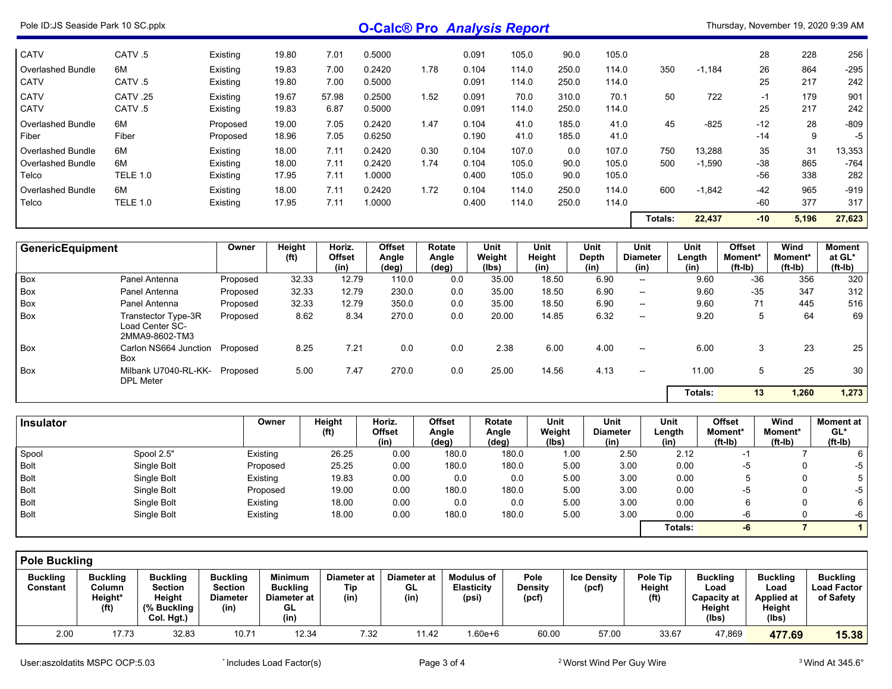| | | | | | | | | | | | | | | | |
|---|---|---|---|---|---|---|---|---|---|---|---|---|---|---|---|
| CATV | CATV .5 | Existing | 19.80 | 7.01 | 0.5000 | | 0.091 | 105.0 | 90.0 | 105.0 | | | 28 | 228 | 256 |
| Overlashed Bundle | 6M | Existing | 19.83 | 7.00 | 0.2420 | 1.78 | 0.104 | 114.0 | 250.0 | 114.0 | 350 | -1,184 | 26 | 864 | -295 |
| CATV | CATV .5 | Existing | 19.80 | 7.00 | 0.5000 | | 0.091 | 114.0 | 250.0 | 114.0 | | | 25 | 217 | 242 |
| CATV | CATV .25 | Existing | 19.67 | 57.98 | 0.2500 | 1.52 | 0.091 | 70.0 | 310.0 | 70.1 | 50 | 722 | -1 | 179 | 901 |
| CATV | CATV .5 | Existing | 19.83 | 6.87 | 0.5000 | | 0.091 | 114.0 | 250.0 | 114.0 | | | 25 | 217 | 242 |
| Overlashed Bundle | 6M | Proposed | 19.00 | 7.05 | 0.2420 | 1.47 | 0.104 | 41.0 | 185.0 | 41.0 | 45 | -825 | -12 | 28 | -809 |
| Fiber | Fiber | Proposed | 18.96 | 7.05 | 0.6250 | | 0.190 | 41.0 | 185.0 | 41.0 | | | -14 | 9 | -5 |
| Overlashed Bundle | 6M | Existing | 18.00 | 7.11 | 0.2420 | 0.30 | 0.104 | 107.0 | 0.0 | 107.0 | 750 | 13,288 | 35 | 31 | 13,353 |
| Overlashed Bundle | 6M | Existing | 18.00 | 7.11 | 0.2420 | 1.74 | 0.104 | 105.0 | 90.0 | 105.0 | 500 | -1,590 | -38 | 865 | -764 |
| Telco | TELE 1.0 | Existing | 17.95 | 7.11 | 1.0000 | | 0.400 | 105.0 | 90.0 | 105.0 | | | -56 | 338 | 282 |
| Overlashed Bundle | 6M | Existing | 18.00 | 7.11 | 0.2420 | 1.72 | 0.104 | 114.0 | 250.0 | 114.0 | 600 | -1,842 | -42 | 965 | -919 |
| Telco | TELE 1.0 | Existing | 17.95 | 7.11 | 1.0000 | | 0.400 | 114.0 | 250.0 | 114.0 | | | -60 | 377 | 317 |
| | | | | | | | | | | | **Totals:** | **22,437** | **-10** | **5,196** | **27,623** |

| GenericEquipment | | Owner | Height (ft) | Horiz. Offset (in) | Offset Angle (deg) | Rotate Angle (deg) | Unit Weight (lbs) | Unit Height (in) | Unit Depth (in) | Unit Diameter (in) | Unit Length (in) | Offset Moment* (ft-lb) | Wind Moment* (ft-lb) | Moment at GL* (ft-lb) |
|---|---|---|---|---|---|---|---|---|---|---|---|---|---|---|
| Box | Panel Antenna | Proposed | 32.33 | 12.79 | 110.0 | 0.0 | 35.00 | 18.50 | 6.90 | -- | 9.60 | -36 | 356 | 320 |
| Box | Panel Antenna | Proposed | 32.33 | 12.79 | 230.0 | 0.0 | 35.00 | 18.50 | 6.90 | -- | 9.60 | -35 | 347 | 312 |
| Box | Panel Antenna | Proposed | 32.33 | 12.79 | 350.0 | 0.0 | 35.00 | 18.50 | 6.90 | -- | 9.60 | 71 | 445 | 516 |
| Box | Transtector Type-3R Load Center SC-2MMA9-8602-TM3 | Proposed | 8.62 | 8.34 | 270.0 | 0.0 | 20.00 | 14.85 | 6.32 | -- | 9.20 | 5 | 64 | 69 |
| Box | Carlon NS664 Junction Box | Proposed | 8.25 | 7.21 | 0.0 | 0.0 | 2.38 | 6.00 | 4.00 | -- | 6.00 | 3 | 23 | 25 |
| Box | Milbank U7040-RL-KK-DPL Meter | Proposed | 5.00 | 7.47 | 270.0 | 0.0 | 25.00 | 14.56 | 4.13 | -- | 11.00 | 5 | 25 | 30 |
| | | | | | | | | | | | **Totals:** | **13** | **1,260** | **1,273** |

| Insulator | | Owner | Height (ft) | Horiz. Offset (in) | Offset Angle (deg) | Rotate Angle (deg) | Unit Weight (lbs) | Unit Diameter (in) | Unit Length (in) | Offset Moment* (ft-lb) | Wind Moment* (ft-lb) | Moment at GL* (ft-lb) |
|---|---|---|---|---|---|---|---|---|---|---|---|---|
| Spool | Spool 2.5" | Existing | 26.25 | 0.00 | 180.0 | 180.0 | 1.00 | 2.50 | 2.12 | -1 | 7 | 6 |
| Bolt | Single Bolt | Proposed | 25.25 | 0.00 | 180.0 | 180.0 | 5.00 | 3.00 | 0.00 | -5 | 0 | -5 |
| Bolt | Single Bolt | Existing | 19.83 | 0.00 | 0.0 | 0.0 | 5.00 | 3.00 | 0.00 | 5 | 0 | 5 |
| Bolt | Single Bolt | Proposed | 19.00 | 0.00 | 180.0 | 180.0 | 5.00 | 3.00 | 0.00 | -5 | 0 | -5 |
| Bolt | Single Bolt | Existing | 18.00 | 0.00 | 0.0 | 0.0 | 5.00 | 3.00 | 0.00 | 6 | 0 | 6 |
| Bolt | Single Bolt | Existing | 18.00 | 0.00 | 180.0 | 180.0 | 5.00 | 3.00 | 0.00 | -6 | 0 | -6 |
| | | | | | | | | | **Totals:** | **-6** | **7** | **1** |

**Pole Buckling**

| Buckling Constant | Buckling Column Height* (ft) | Buckling Section Height (% Buckling Col. Hgt.) | Buckling Section Diameter (in) | Minimum Buckling Diameter at GL (in) | Diameter at Tip (in) | Diameter at GL (in) | Modulus of Elasticity (psi) | Pole Density (pcf) | Ice Density (pcf) | Pole Tip Height (ft) | Buckling Load Capacity at Height (lbs) | Buckling Load Applied at Height (lbs) | Buckling Load Factor of Safety |
|---|---|---|---|---|---|---|---|---|---|---|---|---|---|
| 2.00 | 17.73 | 32.83 | 10.71 | 12.34 | 7.32 | 11.42 | 1.60e+6 | 60.00 | 57.00 | 33.67 | 47,869 | **477.69** | **15.38** |

* Includes Load Factor(s)

[2] Worst Wind Per Guy Wire

[3] Wind At 345.6°